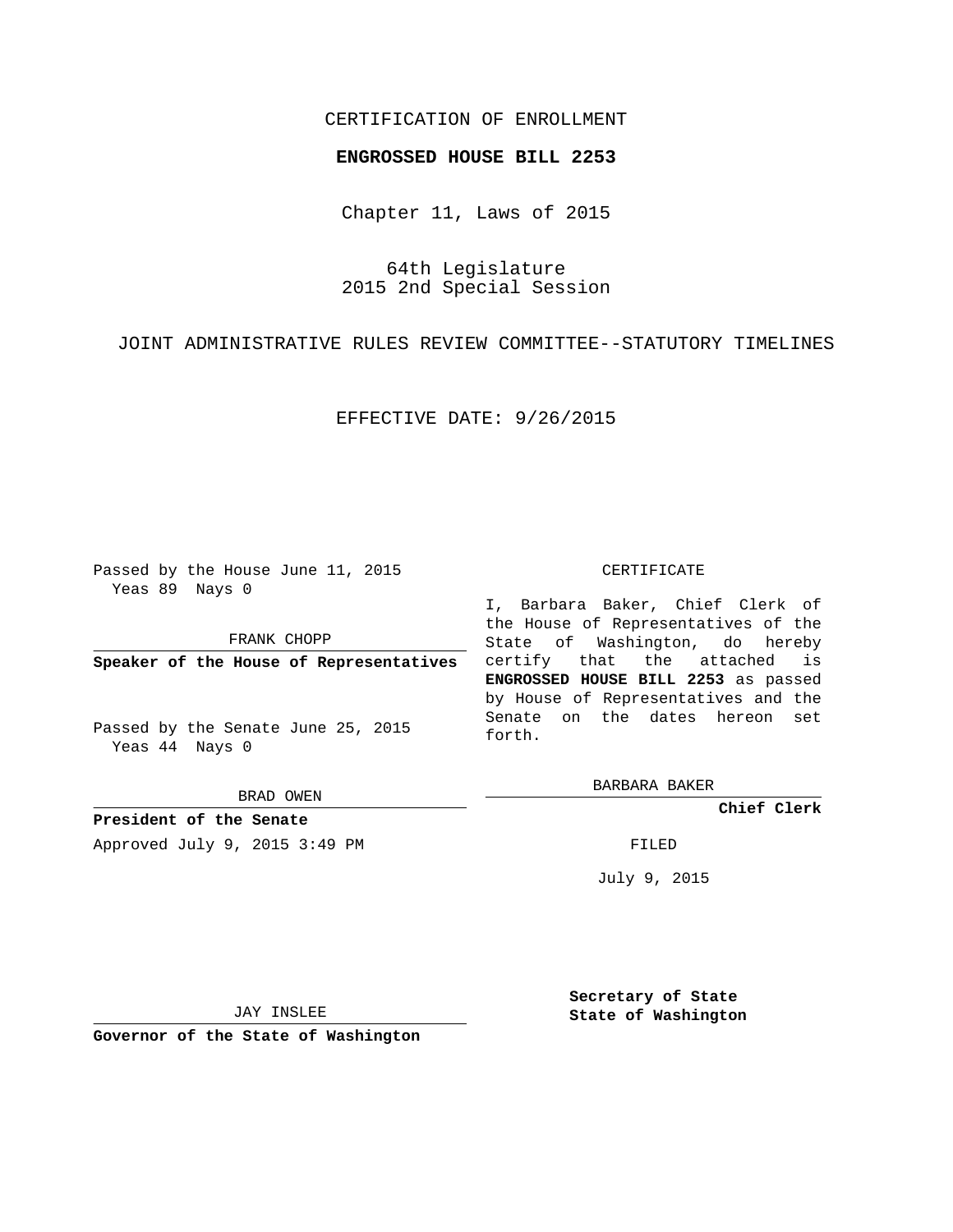CERTIFICATION OF ENROLLMENT

**ENGROSSED HOUSE BILL 2253**

Chapter 11, Laws of 2015

64th Legislature
2015 2nd Special Session

JOINT ADMINISTRATIVE RULES REVIEW COMMITTEE--STATUTORY TIMELINES

EFFECTIVE DATE: 9/26/2015

Passed by the House June 11, 2015
Yeas 89 Nays 0

FRANK CHOPP

**Speaker of the House of Representatives**

Passed by the Senate June 25, 2015
Yeas 44 Nays 0

BRAD OWEN

**President of the Senate**

Approved July 9, 2015 3:49 PM

JAY INSLEE

**Governor of the State of Washington**

CERTIFICATE

I, Barbara Baker, Chief Clerk of the House of Representatives of the State of Washington, do hereby certify that the attached is **ENGROSSED HOUSE BILL 2253** as passed by House of Representatives and the Senate on the dates hereon set forth.

BARBARA BAKER

**Chief Clerk**

FILED

July 9, 2015

**Secretary of State**
**State of Washington**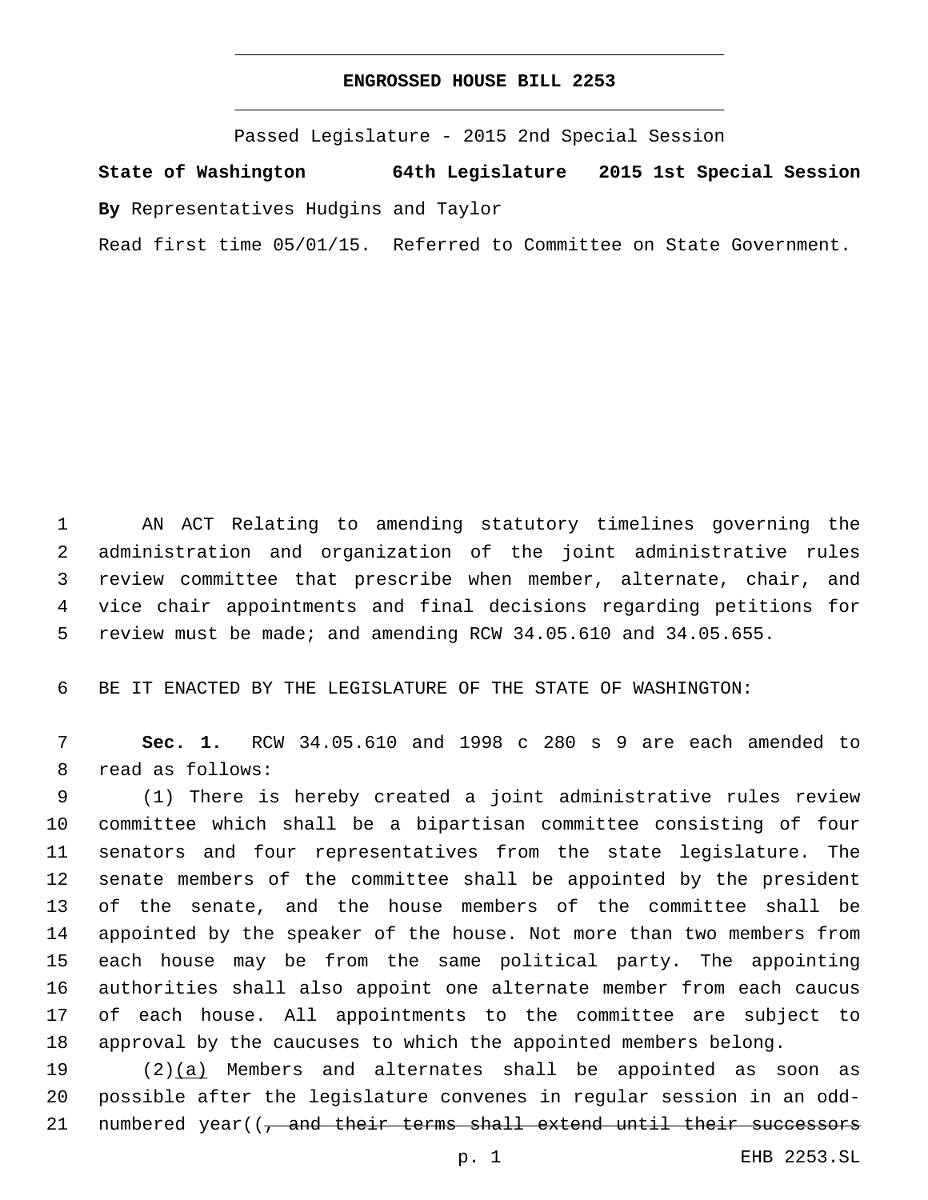**ENGROSSED HOUSE BILL 2253**

Passed Legislature - 2015 2nd Special Session

**State of Washington 64th Legislature 2015 1st Special Session**

**By** Representatives Hudgins and Taylor

Read first time 05/01/15. Referred to Committee on State Government.

AN ACT Relating to amending statutory timelines governing the administration and organization of the joint administrative rules review committee that prescribe when member, alternate, chair, and vice chair appointments and final decisions regarding petitions for review must be made; and amending RCW 34.05.610 and 34.05.655.

BE IT ENACTED BY THE LEGISLATURE OF THE STATE OF WASHINGTON:

**Sec. 1.** RCW 34.05.610 and 1998 c 280 s 9 are each amended to read as follows:

(1) There is hereby created a joint administrative rules review committee which shall be a bipartisan committee consisting of four senators and four representatives from the state legislature. The senate members of the committee shall be appointed by the president of the senate, and the house members of the committee shall be appointed by the speaker of the house. Not more than two members from each house may be from the same political party. The appointing authorities shall also appoint one alternate member from each caucus of each house. All appointments to the committee are subject to approval by the caucuses to which the appointed members belong.

(2)<u>(a)</u> Members and alternates shall be appointed as soon as possible after the legislature convenes in regular session in an odd-numbered year((~~, and their terms shall extend until their successors~~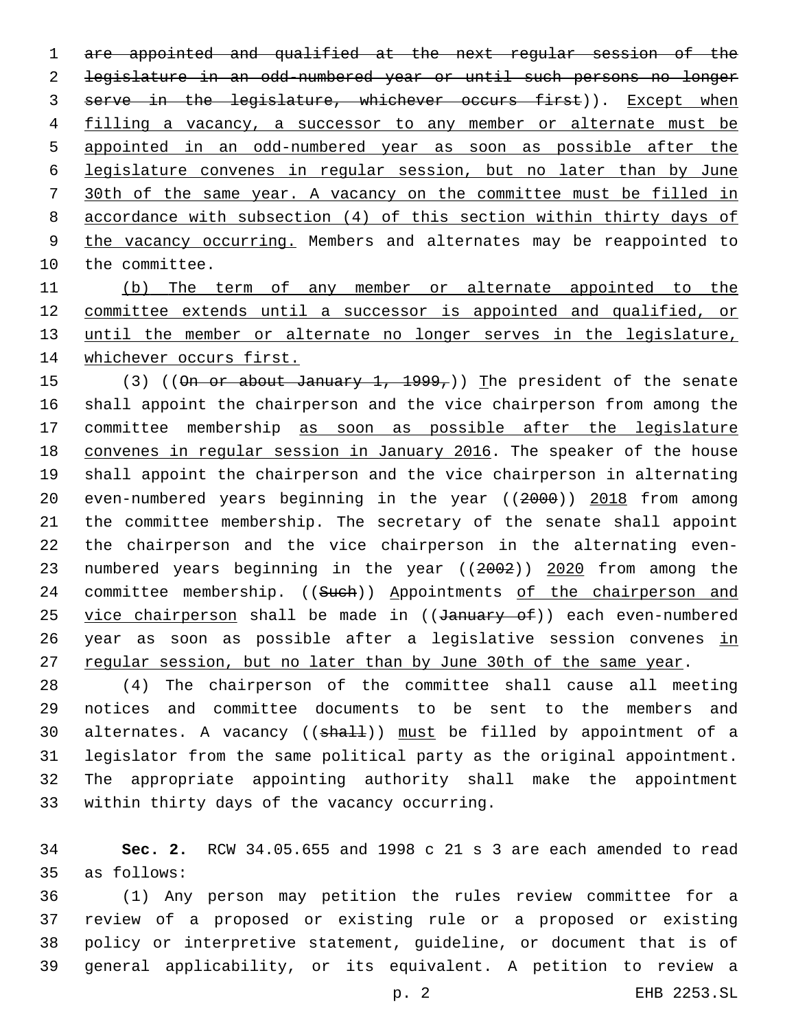~~are appointed and qualified at the next regular session of the legislature in an odd-numbered year or until such persons no longer serve in the legislature, whichever occurs first~~)). Except when filling a vacancy, a successor to any member or alternate must be appointed in an odd-numbered year as soon as possible after the legislature convenes in regular session, but no later than by June 30th of the same year. A vacancy on the committee must be filled in accordance with subsection (4) of this section within thirty days of the vacancy occurring. Members and alternates may be reappointed to the committee.

(b) The term of any member or alternate appointed to the committee extends until a successor is appointed and qualified, or until the member or alternate no longer serves in the legislature, whichever occurs first.

(3) ((~~On or about January 1, 1999,~~)) The president of the senate shall appoint the chairperson and the vice chairperson from among the committee membership as soon as possible after the legislature convenes in regular session in January 2016. The speaker of the house shall appoint the chairperson and the vice chairperson in alternating even-numbered years beginning in the year ((~~2000~~)) 2018 from among the committee membership. The secretary of the senate shall appoint the chairperson and the vice chairperson in the alternating even-numbered years beginning in the year ((~~2002~~)) 2020 from among the committee membership. ((~~Such~~)) Appointments of the chairperson and vice chairperson shall be made in ((~~January of~~)) each even-numbered year as soon as possible after a legislative session convenes in regular session, but no later than by June 30th of the same year.

(4) The chairperson of the committee shall cause all meeting notices and committee documents to be sent to the members and alternates. A vacancy ((~~shall~~)) must be filled by appointment of a legislator from the same political party as the original appointment. The appropriate appointing authority shall make the appointment within thirty days of the vacancy occurring.

**Sec. 2.** RCW 34.05.655 and 1998 c 21 s 3 are each amended to read as follows:

(1) Any person may petition the rules review committee for a review of a proposed or existing rule or a proposed or existing policy or interpretive statement, guideline, or document that is of general applicability, or its equivalent. A petition to review a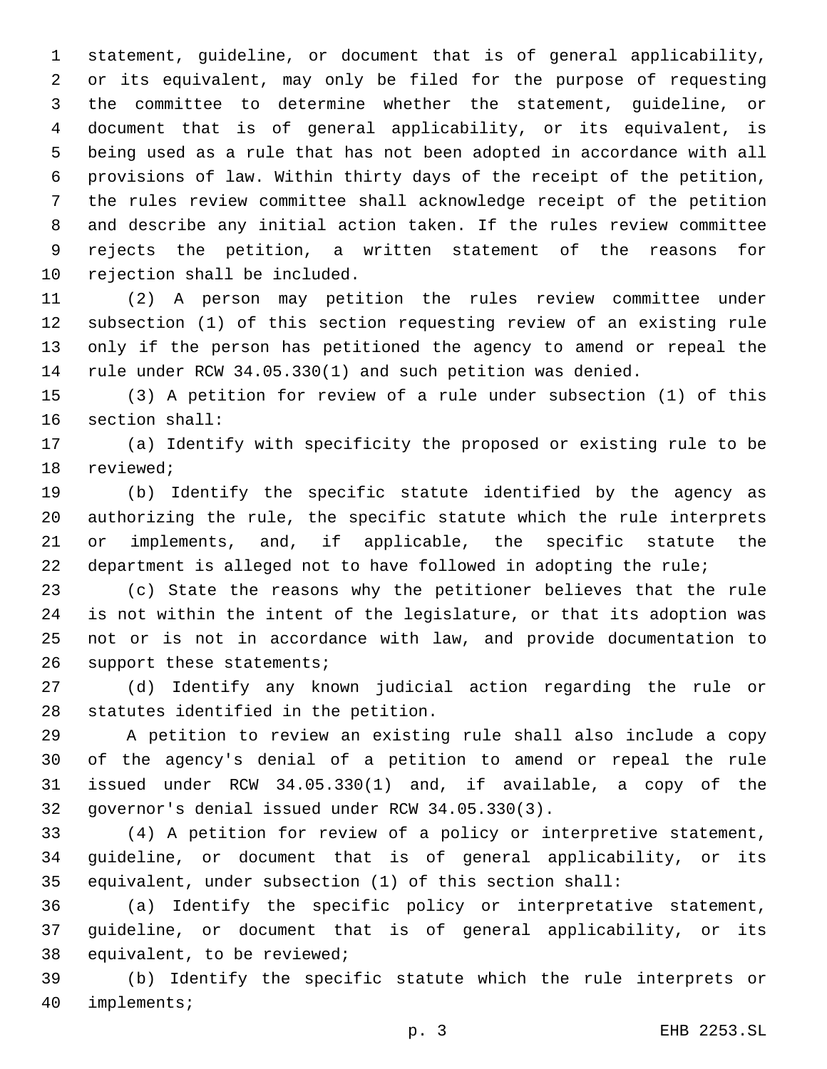statement, guideline, or document that is of general applicability, or its equivalent, may only be filed for the purpose of requesting the committee to determine whether the statement, guideline, or document that is of general applicability, or its equivalent, is being used as a rule that has not been adopted in accordance with all provisions of law. Within thirty days of the receipt of the petition, the rules review committee shall acknowledge receipt of the petition and describe any initial action taken. If the rules review committee rejects the petition, a written statement of the reasons for rejection shall be included.

(2) A person may petition the rules review committee under subsection (1) of this section requesting review of an existing rule only if the person has petitioned the agency to amend or repeal the rule under RCW 34.05.330(1) and such petition was denied.

(3) A petition for review of a rule under subsection (1) of this section shall:

(a) Identify with specificity the proposed or existing rule to be reviewed;

(b) Identify the specific statute identified by the agency as authorizing the rule, the specific statute which the rule interprets or implements, and, if applicable, the specific statute the department is alleged not to have followed in adopting the rule;

(c) State the reasons why the petitioner believes that the rule is not within the intent of the legislature, or that its adoption was not or is not in accordance with law, and provide documentation to support these statements;

(d) Identify any known judicial action regarding the rule or statutes identified in the petition.

A petition to review an existing rule shall also include a copy of the agency's denial of a petition to amend or repeal the rule issued under RCW 34.05.330(1) and, if available, a copy of the governor's denial issued under RCW 34.05.330(3).

(4) A petition for review of a policy or interpretive statement, guideline, or document that is of general applicability, or its equivalent, under subsection (1) of this section shall:

(a) Identify the specific policy or interpretative statement, guideline, or document that is of general applicability, or its equivalent, to be reviewed;

(b) Identify the specific statute which the rule interprets or implements;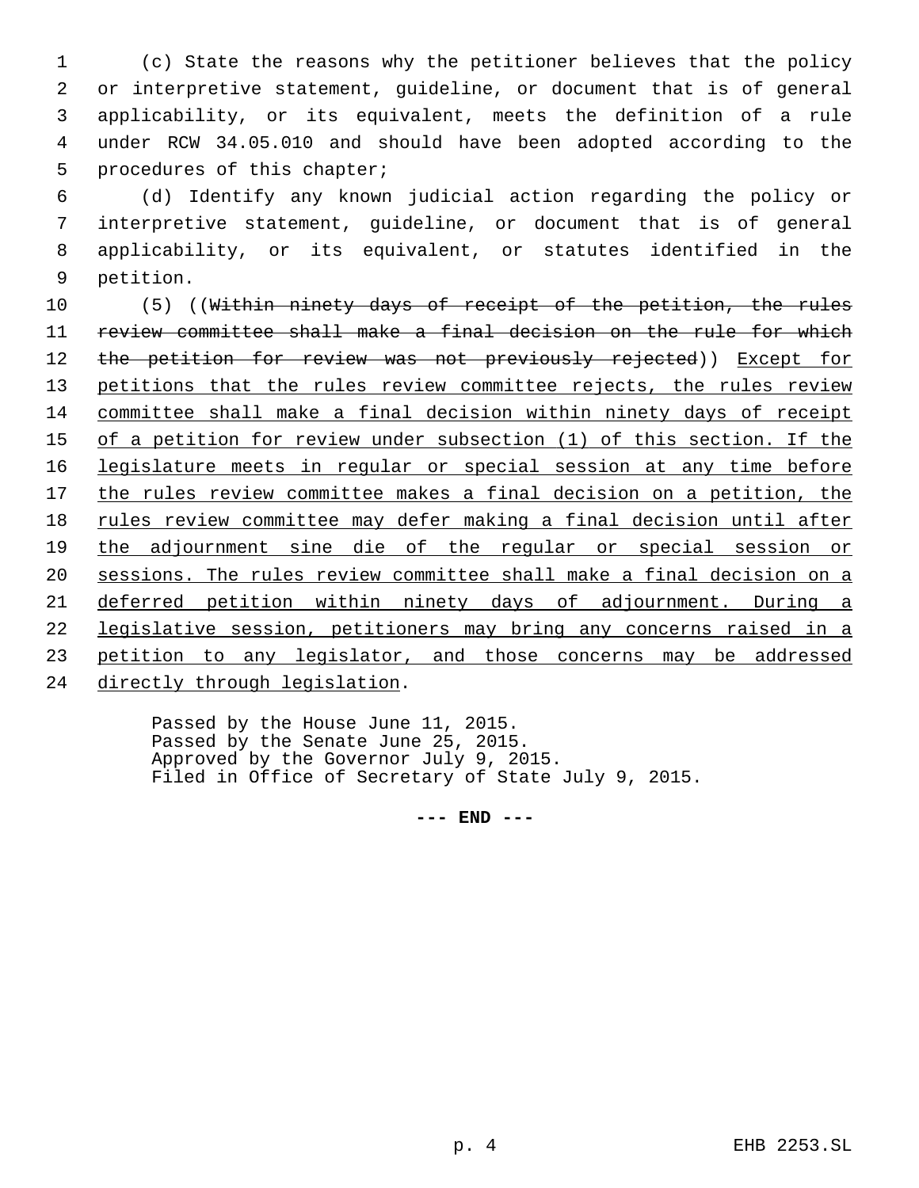(c) State the reasons why the petitioner believes that the policy or interpretive statement, guideline, or document that is of general applicability, or its equivalent, meets the definition of a rule under RCW 34.05.010 and should have been adopted according to the procedures of this chapter;

(d) Identify any known judicial action regarding the policy or interpretive statement, guideline, or document that is of general applicability, or its equivalent, or statutes identified in the petition.

(5) ((~~Within ninety days of receipt of the petition, the rules review committee shall make a final decision on the rule for which the petition for review was not previously rejected~~)) Except for petitions that the rules review committee rejects, the rules review committee shall make a final decision within ninety days of receipt of a petition for review under subsection (1) of this section. If the legislature meets in regular or special session at any time before the rules review committee makes a final decision on a petition, the rules review committee may defer making a final decision until after the adjournment sine die of the regular or special session or sessions. The rules review committee shall make a final decision on a deferred petition within ninety days of adjournment. During a legislative session, petitioners may bring any concerns raised in a petition to any legislator, and those concerns may be addressed directly through legislation.

Passed by the House June 11, 2015.
Passed by the Senate June 25, 2015.
Approved by the Governor July 9, 2015.
Filed in Office of Secretary of State July 9, 2015.

**--- END ---**